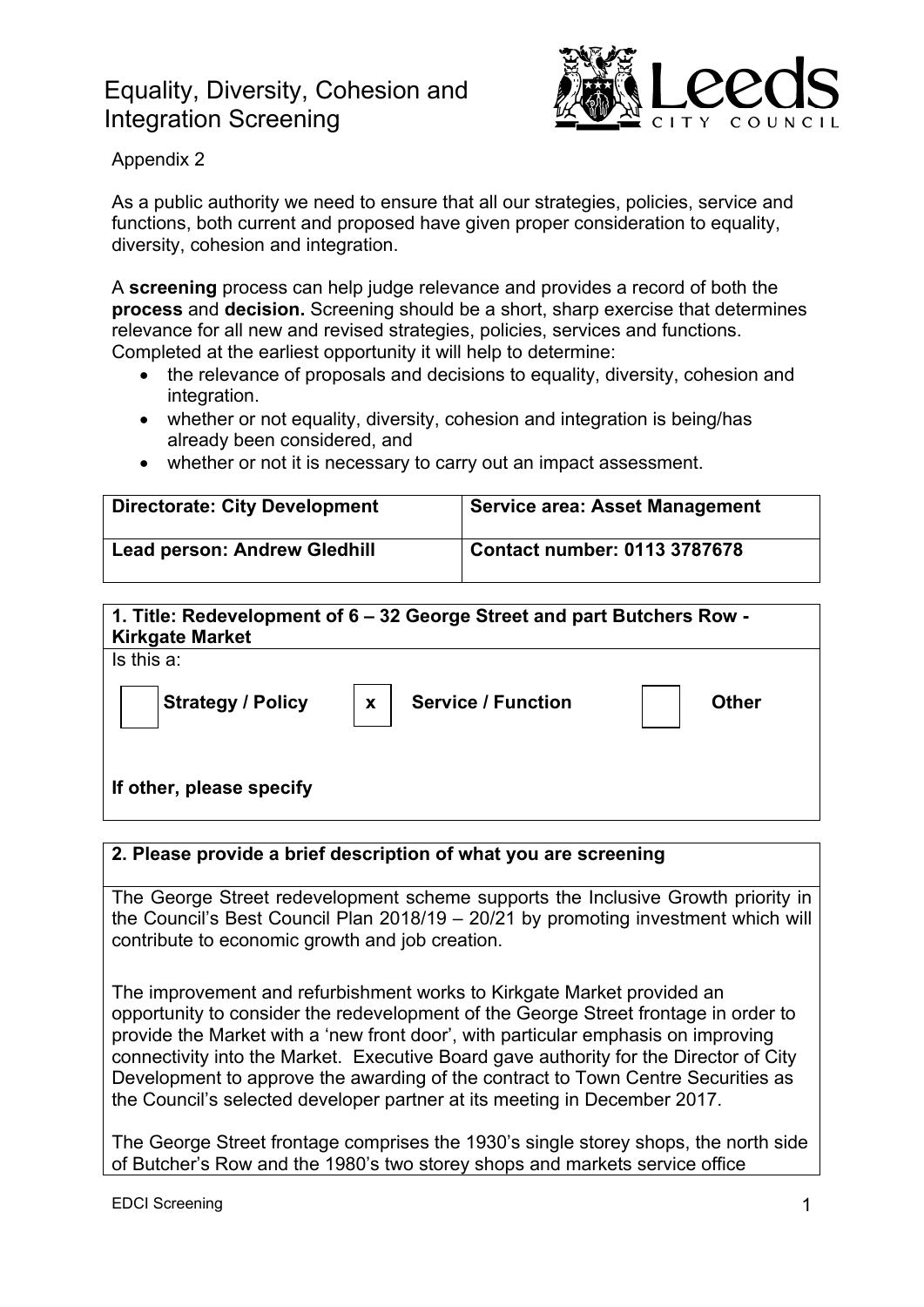# Equality, Diversity, Cohesion and Integration Screening

Appendix 2

As a public authority we need to ensure that all our strategies, policies, service and functions, both current and proposed have given proper consideration to equality, diversity, cohesion and integration.

A **screening** process can help judge relevance and provides a record of both the **process** and **decision.** Screening should be a short, sharp exercise that determines relevance for all new and revised strategies, policies, services and functions. Completed at the earliest opportunity it will help to determine:

- the relevance of proposals and decisions to equality, diversity, cohesion and integration.
- whether or not equality, diversity, cohesion and integration is being/has already been considered, and
- whether or not it is necessary to carry out an impact assessment.

| **Directorate: City Development** | **Service area: Asset Management** |
|---|---|
| **Lead person: Andrew Gledhill** | **Contact number: 0113 3787678** |

**1. Title: Redevelopment of 6 – 32 George Street and part Butchers Row - Kirkgate Market**

Is this a:

| | | | | | |
|---|---|---|---|---|---|
| | **Strategy / Policy** | x | **Service / Function** | | **Other** |

**If other, please specify**

**2. Please provide a brief description of what you are screening**

The George Street redevelopment scheme supports the Inclusive Growth priority in the Council's Best Council Plan 2018/19 – 20/21 by promoting investment which will contribute to economic growth and job creation.

The improvement and refurbishment works to Kirkgate Market provided an opportunity to consider the redevelopment of the George Street frontage in order to provide the Market with a 'new front door', with particular emphasis on improving connectivity into the Market. Executive Board gave authority for the Director of City Development to approve the awarding of the contract to Town Centre Securities as the Council's selected developer partner at its meeting in December 2017.

The George Street frontage comprises the 1930's single storey shops, the north side of Butcher's Row and the 1980's two storey shops and markets service office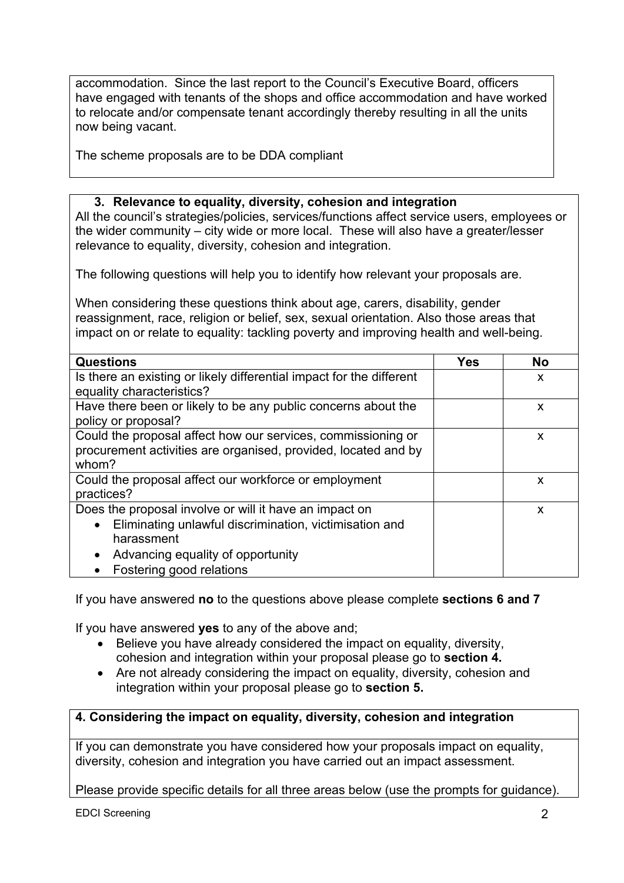accommodation. Since the last report to the Council's Executive Board, officers have engaged with tenants of the shops and office accommodation and have worked to relocate and/or compensate tenant accordingly thereby resulting in all the units now being vacant.

The scheme proposals are to be DDA compliant

### 3. Relevance to equality, diversity, cohesion and integration

All the council's strategies/policies, services/functions affect service users, employees or the wider community – city wide or more local. These will also have a greater/lesser relevance to equality, diversity, cohesion and integration.

The following questions will help you to identify how relevant your proposals are.

When considering these questions think about age, carers, disability, gender reassignment, race, religion or belief, sex, sexual orientation. Also those areas that impact on or relate to equality: tackling poverty and improving health and well-being.

| Questions | Yes | No |
|---|---|---|
| Is there an existing or likely differential impact for the different equality characteristics? | | x |
| Have there been or likely to be any public concerns about the policy or proposal? | | x |
| Could the proposal affect how our services, commissioning or procurement activities are organised, provided, located and by whom? | | x |
| Could the proposal affect our workforce or employment practices? | | x |
| Does the proposal involve or will it have an impact on<br>• Eliminating unlawful discrimination, victimisation and harassment<br>• Advancing equality of opportunity<br>• Fostering good relations | | x |

If you have answered **no** to the questions above please complete **sections 6 and 7**

If you have answered **yes** to any of the above and;

- Believe you have already considered the impact on equality, diversity, cohesion and integration within your proposal please go to **section 4.**
- Are not already considering the impact on equality, diversity, cohesion and integration within your proposal please go to **section 5.**

### 4. Considering the impact on equality, diversity, cohesion and integration

If you can demonstrate you have considered how your proposals impact on equality, diversity, cohesion and integration you have carried out an impact assessment.

Please provide specific details for all three areas below (use the prompts for guidance).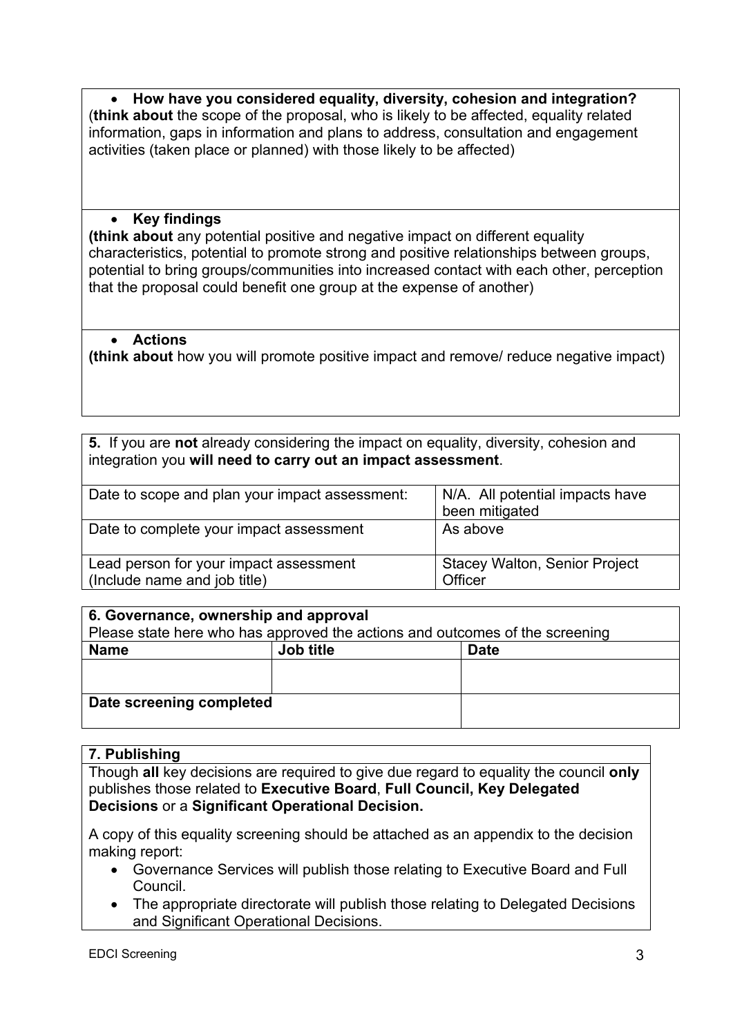- **How have you considered equality, diversity, cohesion and integration?**

(**think about** the scope of the proposal, who is likely to be affected, equality related information, gaps in information and plans to address, consultation and engagement activities (taken place or planned) with those likely to be affected)

- **Key findings**

**(think about** any potential positive and negative impact on different equality characteristics, potential to promote strong and positive relationships between groups, potential to bring groups/communities into increased contact with each other, perception that the proposal could benefit one group at the expense of another)

- **Actions**

**(think about** how you will promote positive impact and remove/ reduce negative impact)

**5.** If you are **not** already considering the impact on equality, diversity, cohesion and integration you **will need to carry out an impact assessment**.

| | |
|---|---|
| Date to scope and plan your impact assessment: | N/A. All potential impacts have been mitigated |
| Date to complete your impact assessment | As above |
| Lead person for your impact assessment (Include name and job title) | Stacey Walton, Senior Project Officer |

**6. Governance, ownership and approval**

Please state here who has approved the actions and outcomes of the screening

| **Name** | **Job title** | **Date** |
|---|---|---|
| | | |
| **Date screening completed** | | |

**7. Publishing**

Though **all** key decisions are required to give due regard to equality the council **only** publishes those related to **Executive Board**, **Full Council, Key Delegated Decisions** or a **Significant Operational Decision.**

A copy of this equality screening should be attached as an appendix to the decision making report:

- Governance Services will publish those relating to Executive Board and Full Council.
- The appropriate directorate will publish those relating to Delegated Decisions and Significant Operational Decisions.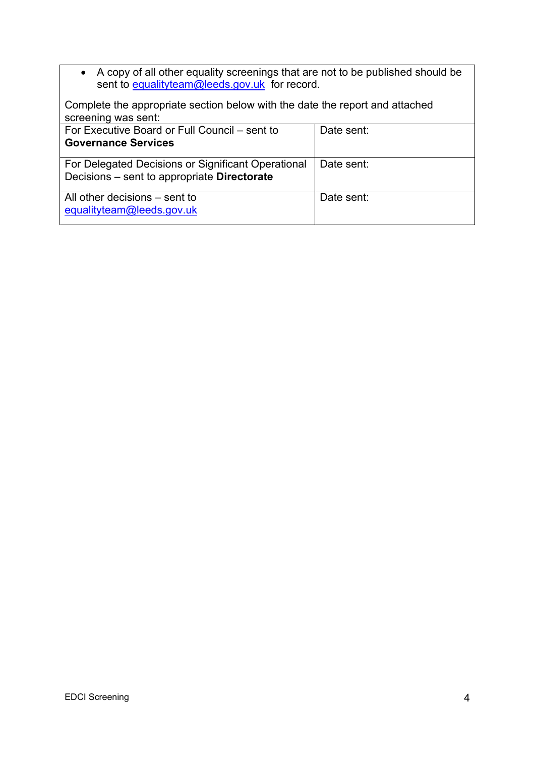- A copy of all other equality screenings that are not to be published should be sent to equalityteam@leeds.gov.uk for record.

Complete the appropriate section below with the date the report and attached screening was sent:

| | |
|---|---|
| For Executive Board or Full Council – sent to **Governance Services** | Date sent: |
| For Delegated Decisions or Significant Operational Decisions – sent to appropriate **Directorate** | Date sent: |
| All other decisions – sent to equalityteam@leeds.gov.uk | Date sent: |